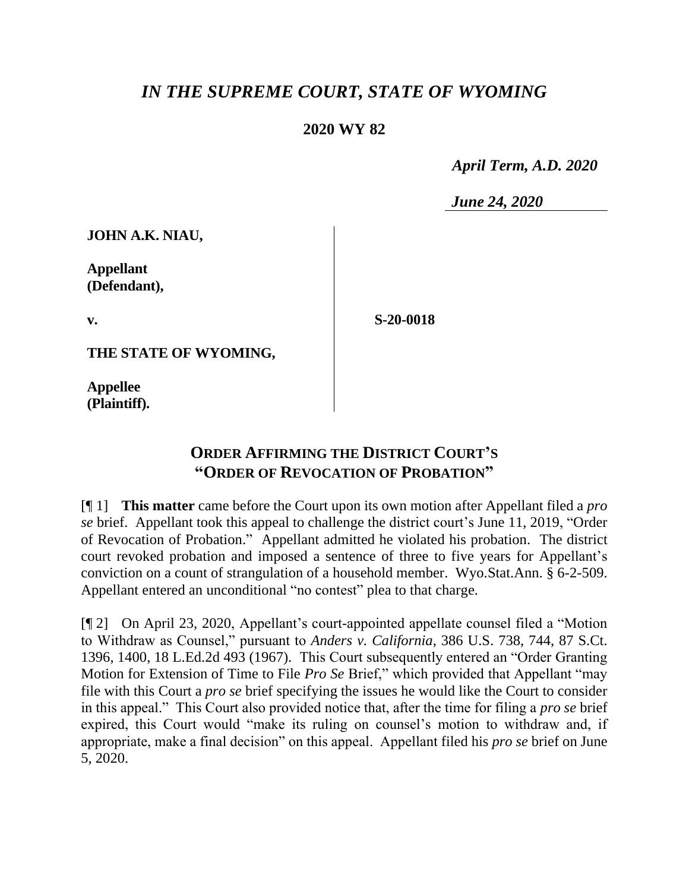# *IN THE SUPREME COURT, STATE OF WYOMING*

**2020 WY 82**

*April Term, A.D. 2020*

*June 24, 2020*

**JOHN A.K. NIAU,**

**Appellant (Defendant),**

**v.**

**S-20-0018**

**THE STATE OF WYOMING,**

**Appellee (Plaintiff).**

## ORDER AFFIRMING THE DISTRICT COURT'S "ORDER OF REVOCATION OF PROBATION"

[¶ 1] **This matter** came before the Court upon its own motion after Appellant filed a *pro se* brief. Appellant took this appeal to challenge the district court's June 11, 2019, "Order of Revocation of Probation." Appellant admitted he violated his probation. The district court revoked probation and imposed a sentence of three to five years for Appellant's conviction on a count of strangulation of a household member. Wyo.Stat.Ann. § 6-2-509. Appellant entered an unconditional "no contest" plea to that charge.

[¶ 2] On April 23, 2020, Appellant's court-appointed appellate counsel filed a "Motion to Withdraw as Counsel," pursuant to *Anders v. California*, 386 U.S. 738, 744, 87 S.Ct. 1396, 1400, 18 L.Ed.2d 493 (1967). This Court subsequently entered an "Order Granting Motion for Extension of Time to File *Pro Se* Brief," which provided that Appellant "may file with this Court a *pro se* brief specifying the issues he would like the Court to consider in this appeal." This Court also provided notice that, after the time for filing a *pro se* brief expired, this Court would "make its ruling on counsel's motion to withdraw and, if appropriate, make a final decision" on this appeal. Appellant filed his *pro se* brief on June 5, 2020.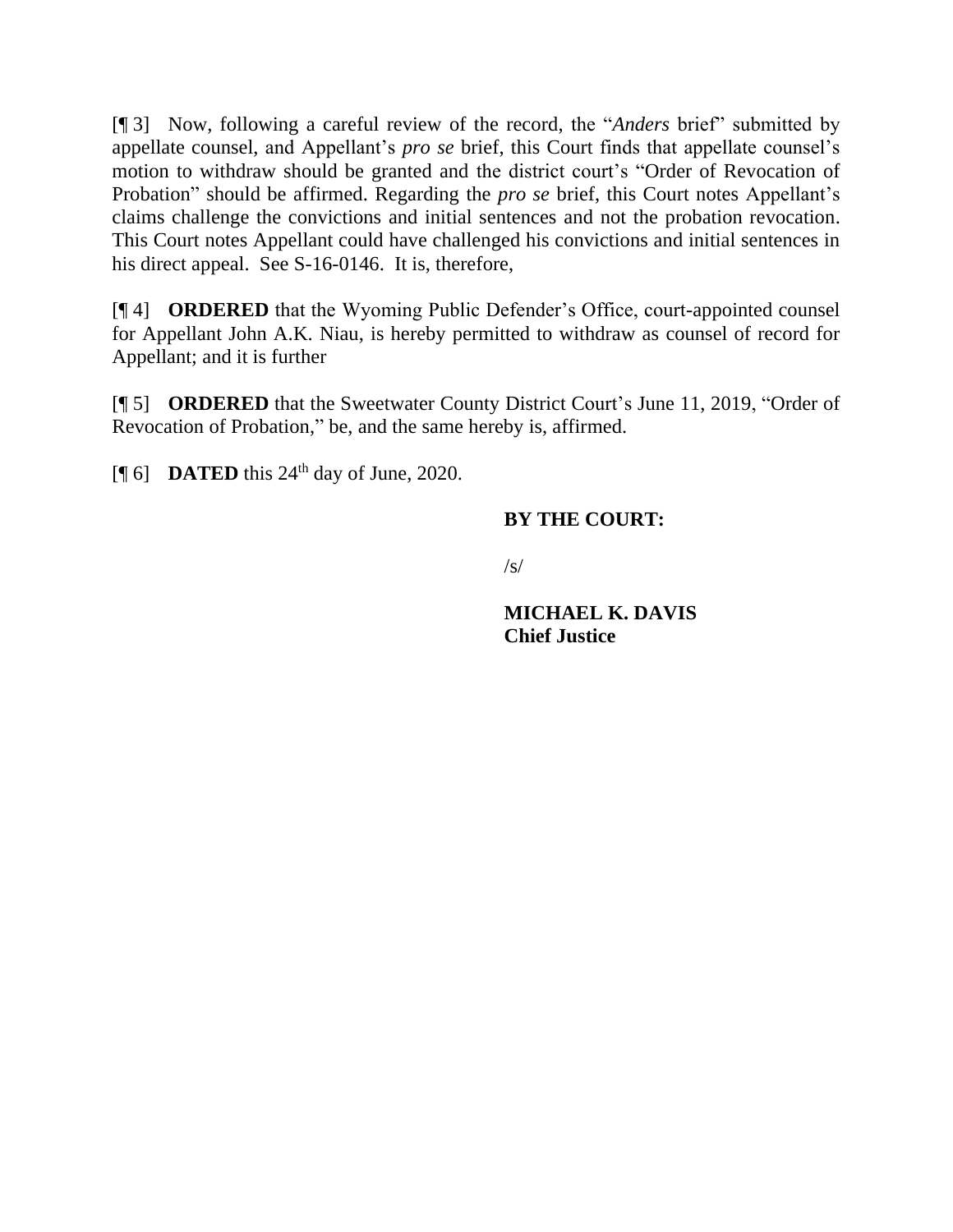[¶ 3] Now, following a careful review of the record, the "*Anders* brief" submitted by appellate counsel, and Appellant's *pro se* brief, this Court finds that appellate counsel's motion to withdraw should be granted and the district court's "Order of Revocation of Probation" should be affirmed. Regarding the *pro se* brief, this Court notes Appellant's claims challenge the convictions and initial sentences and not the probation revocation. This Court notes Appellant could have challenged his convictions and initial sentences in his direct appeal. See S-16-0146. It is, therefore,

[¶ 4] **ORDERED** that the Wyoming Public Defender's Office, court-appointed counsel for Appellant John A.K. Niau, is hereby permitted to withdraw as counsel of record for Appellant; and it is further

[¶ 5] **ORDERED** that the Sweetwater County District Court's June 11, 2019, "Order of Revocation of Probation," be, and the same hereby is, affirmed.

[¶ 6] **DATED** this 24th day of June, 2020.

**BY THE COURT:**

/s/

**MICHAEL K. DAVIS**
**Chief Justice**